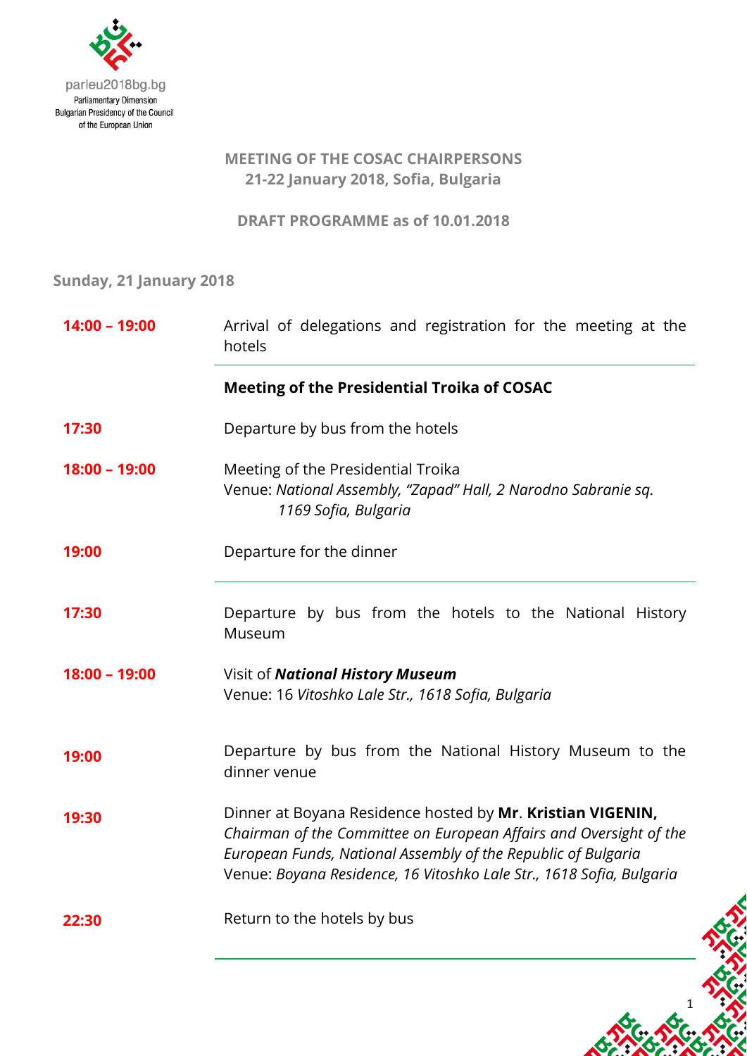parleu2018bg.bg
Parliamentary Dimension
Bulgarian Presidency of the Council of the European Union

**MEETING OF THE COSAC CHAIRPERSONS**
**21-22 January 2018, Sofia, Bulgaria**

**DRAFT PROGRAMME as of 10.01.2018**

## Sunday, 21 January 2018

**14:00 – 19:00** Arrival of delegations and registration for the meeting at the hotels

---

**Meeting of the Presidential Troika of COSAC**

**17:30** Departure by bus from the hotels

**18:00 – 19:00** Meeting of the Presidential Troika
Venue: *National Assembly, "Zapad" Hall, 2 Narodno Sabranie sq. 1169 Sofia, Bulgaria*

**19:00** Departure for the dinner

---

**17:30** Departure by bus from the hotels to the National History Museum

**18:00 – 19:00** Visit of ***National History Museum***
Venue: 16 *Vitoshko Lale Str., 1618 Sofia, Bulgaria*

**19:00** Departure by bus from the National History Museum to the dinner venue

**19:30** Dinner at Boyana Residence hosted by **Mr. Kristian VIGENIN,** *Chairman of the Committee on European Affairs and Oversight of the European Funds, National Assembly of the Republic of Bulgaria*
Venue: *Boyana Residence, 16 Vitoshko Lale Str., 1618 Sofia, Bulgaria*

**22:30** Return to the hotels by bus

---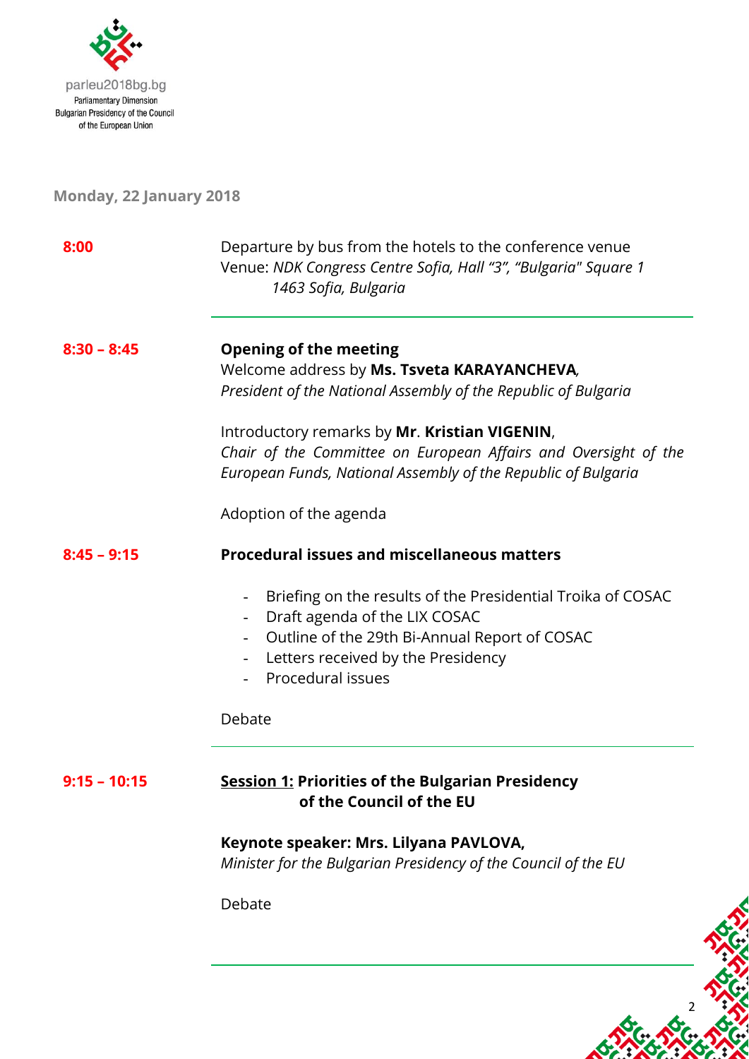parleu2018bg.bg
Parliamentary Dimension
Bulgarian Presidency of the Council
of the European Union

**Monday, 22 January 2018**

| | |
|---|---|
| **8:00** | Departure by bus from the hotels to the conference venue<br>Venue: *NDK Congress Centre Sofia, Hall "3", "Bulgaria" Square 1 1463 Sofia, Bulgaria* |
| **8:30 – 8:45** | **Opening of the meeting**<br>Welcome address by **Ms. Tsveta KARAYANCHEVA**, *President of the National Assembly of the Republic of Bulgaria*<br><br>Introductory remarks by **Mr. Kristian VIGENIN**, *Chair of the Committee on European Affairs and Oversight of the European Funds, National Assembly of the Republic of Bulgaria*<br><br>Adoption of the agenda |
| **8:45 – 9:15** | **Procedural issues and miscellaneous matters**<br>- Briefing on the results of the Presidential Troika of COSAC<br>- Draft agenda of the LIX COSAC<br>- Outline of the 29th Bi-Annual Report of COSAC<br>- Letters received by the Presidency<br>- Procedural issues<br><br>Debate |
| **9:15 – 10:15** | **Session 1: Priorities of the Bulgarian Presidency of the Council of the EU**<br><br>**Keynote speaker: Mrs. Lilyana PAVLOVA,**<br>*Minister for the Bulgarian Presidency of the Council of the EU*<br><br>Debate |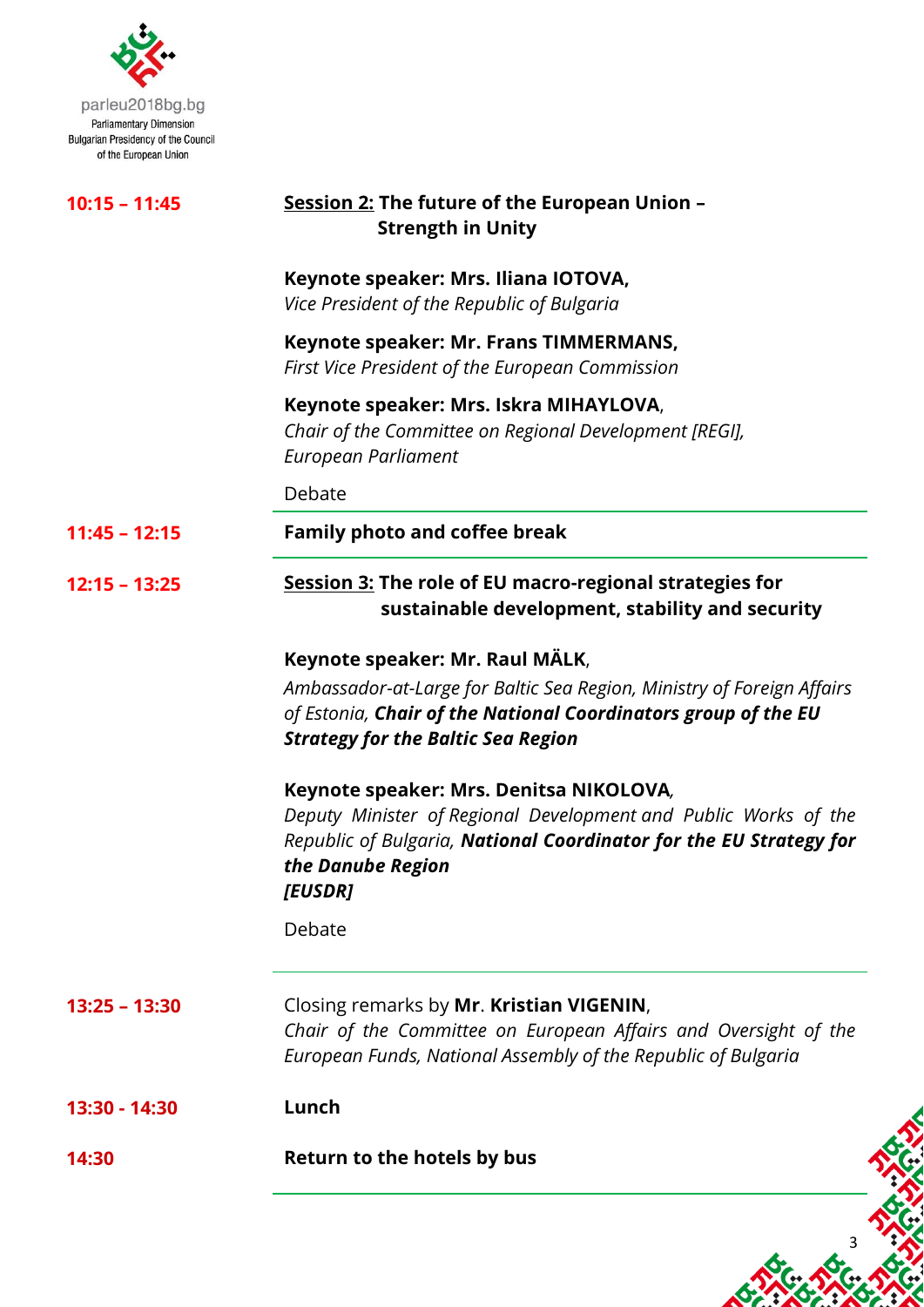parleu2018bg.bg
Parliamentary Dimension
Bulgarian Presidency of the Council of the European Union

**10:15 – 11:45**

**Session 2: The future of the European Union – Strength in Unity**

**Keynote speaker: Mrs. Iliana IOTOVA,**
*Vice President of the Republic of Bulgaria*

**Keynote speaker: Mr. Frans TIMMERMANS,**
*First Vice President of the European Commission*

**Keynote speaker: Mrs. Iskra MIHAYLOVA**,
*Chair of the Committee on Regional Development [REGI], European Parliament*

Debate

---

**11:45 – 12:15**

**Family photo and coffee break**

---

**12:15 – 13:25**

**Session 3: The role of EU macro-regional strategies for sustainable development, stability and security**

**Keynote speaker: Mr. Raul MÄLK**,
*Ambassador-at-Large for Baltic Sea Region, Ministry of Foreign Affairs of Estonia,* ***Chair of the National Coordinators group of the EU Strategy for the Baltic Sea Region***

**Keynote speaker: Mrs. Denitsa NIKOLOVA***,*
*Deputy Minister of Regional Development and Public Works of the Republic of Bulgaria,* ***National Coordinator for the EU Strategy for the Danube Region [EUSDR]***

Debate

---

**13:25 – 13:30**

Closing remarks by **Mr**. **Kristian VIGENIN**,
*Chair of the Committee on European Affairs and Oversight of the European Funds, National Assembly of the Republic of Bulgaria*

**13:30 - 14:30**

**Lunch**

**14:30**

**Return to the hotels by bus**